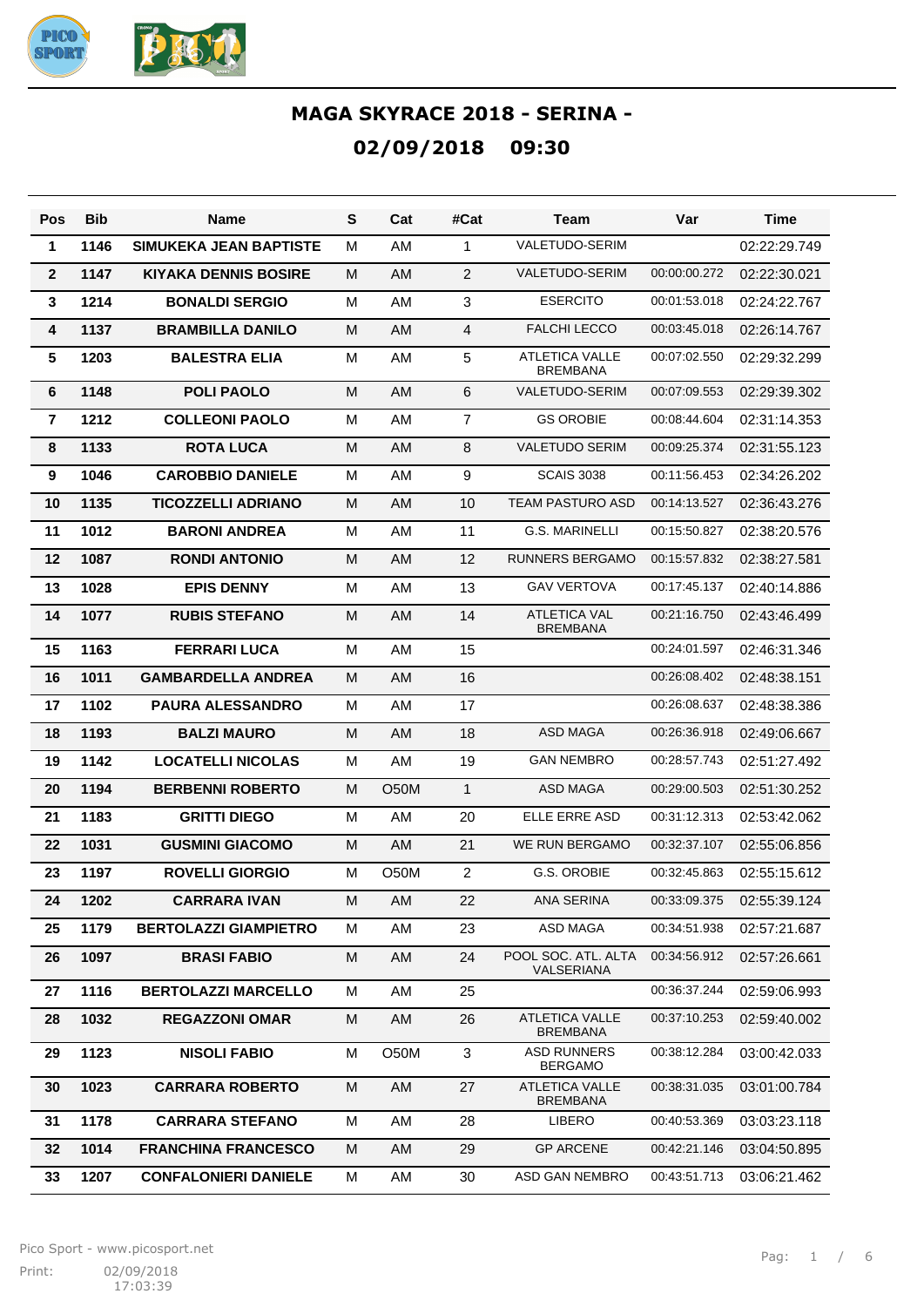# MAGA SKYRACE 2018 - SERINA -

## 02/09/2018 09:30

| Pos | Bib | Name | S | Cat | #Cat | Team | Var | Time |
|---|---|---|---|---|---|---|---|---|
| 1 | 1146 | SIMUKEKA JEAN BAPTISTE | M | AM | 1 | VALETUDO-SERIM | | 02:22:29.749 |
| 2 | 1147 | KIYAKA DENNIS BOSIRE | M | AM | 2 | VALETUDO-SERIM | 00:00:00.272 | 02:22:30.021 |
| 3 | 1214 | BONALDI SERGIO | M | AM | 3 | ESERCITO | 00:01:53.018 | 02:24:22.767 |
| 4 | 1137 | BRAMBILLA DANILO | M | AM | 4 | FALCHI LECCO | 00:03:45.018 | 02:26:14.767 |
| 5 | 1203 | BALESTRA ELIA | M | AM | 5 | ATLETICA VALLE BREMBANA | 00:07:02.550 | 02:29:32.299 |
| 6 | 1148 | POLI PAOLO | M | AM | 6 | VALETUDO-SERIM | 00:07:09.553 | 02:29:39.302 |
| 7 | 1212 | COLLEONI PAOLO | M | AM | 7 | GS OROBIE | 00:08:44.604 | 02:31:14.353 |
| 8 | 1133 | ROTA LUCA | M | AM | 8 | VALETUDO SERIM | 00:09:25.374 | 02:31:55.123 |
| 9 | 1046 | CAROBBIO DANIELE | M | AM | 9 | SCAIS 3038 | 00:11:56.453 | 02:34:26.202 |
| 10 | 1135 | TICOZZELLI ADRIANO | M | AM | 10 | TEAM PASTURO ASD | 00:14:13.527 | 02:36:43.276 |
| 11 | 1012 | BARONI ANDREA | M | AM | 11 | G.S. MARINELLI | 00:15:50.827 | 02:38:20.576 |
| 12 | 1087 | RONDI ANTONIO | M | AM | 12 | RUNNERS BERGAMO | 00:15:57.832 | 02:38:27.581 |
| 13 | 1028 | EPIS DENNY | M | AM | 13 | GAV VERTOVA | 00:17:45.137 | 02:40:14.886 |
| 14 | 1077 | RUBIS STEFANO | M | AM | 14 | ATLETICA VAL BREMBANA | 00:21:16.750 | 02:43:46.499 |
| 15 | 1163 | FERRARI LUCA | M | AM | 15 | | 00:24:01.597 | 02:46:31.346 |
| 16 | 1011 | GAMBARDELLA ANDREA | M | AM | 16 | | 00:26:08.402 | 02:48:38.151 |
| 17 | 1102 | PAURA ALESSANDRO | M | AM | 17 | | 00:26:08.637 | 02:48:38.386 |
| 18 | 1193 | BALZI MAURO | M | AM | 18 | ASD MAGA | 00:26:36.918 | 02:49:06.667 |
| 19 | 1142 | LOCATELLI NICOLAS | M | AM | 19 | GAN NEMBRO | 00:28:57.743 | 02:51:27.492 |
| 20 | 1194 | BERBENNI ROBERTO | M | O50M | 1 | ASD MAGA | 00:29:00.503 | 02:51:30.252 |
| 21 | 1183 | GRITTI DIEGO | M | AM | 20 | ELLE ERRE ASD | 00:31:12.313 | 02:53:42.062 |
| 22 | 1031 | GUSMINI GIACOMO | M | AM | 21 | WE RUN BERGAMO | 00:32:37.107 | 02:55:06.856 |
| 23 | 1197 | ROVELLI GIORGIO | M | O50M | 2 | G.S. OROBIE | 00:32:45.863 | 02:55:15.612 |
| 24 | 1202 | CARRARA IVAN | M | AM | 22 | ANA SERINA | 00:33:09.375 | 02:55:39.124 |
| 25 | 1179 | BERTOLAZZI GIAMPIETRO | M | AM | 23 | ASD MAGA | 00:34:51.938 | 02:57:21.687 |
| 26 | 1097 | BRASI FABIO | M | AM | 24 | POOL SOC. ATL. ALTA VALSERIANA | 00:34:56.912 | 02:57:26.661 |
| 27 | 1116 | BERTOLAZZI MARCELLO | M | AM | 25 | | 00:36:37.244 | 02:59:06.993 |
| 28 | 1032 | REGAZZONI OMAR | M | AM | 26 | ATLETICA VALLE BREMBANA | 00:37:10.253 | 02:59:40.002 |
| 29 | 1123 | NISOLI FABIO | M | O50M | 3 | ASD RUNNERS BERGAMO | 00:38:12.284 | 03:00:42.033 |
| 30 | 1023 | CARRARA ROBERTO | M | AM | 27 | ATLETICA VALLE BREMBANA | 00:38:31.035 | 03:01:00.784 |
| 31 | 1178 | CARRARA STEFANO | M | AM | 28 | LIBERO | 00:40:53.369 | 03:03:23.118 |
| 32 | 1014 | FRANCHINA FRANCESCO | M | AM | 29 | GP ARCENE | 00:42:21.146 | 03:04:50.895 |
| 33 | 1207 | CONFALONIERI DANIELE | M | AM | 30 | ASD GAN NEMBRO | 00:43:51.713 | 03:06:21.462 |

Pico Sport - www.picosport.net
Print: 02/09/2018 17:03:39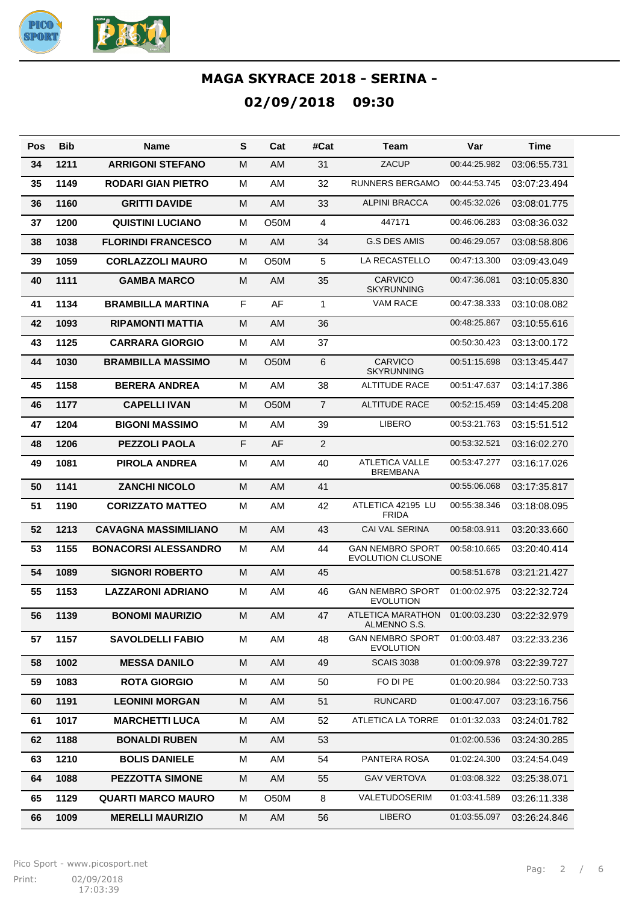# MAGA SKYRACE 2018 - SERINA -

## 02/09/2018 09:30

| Pos | Bib | Name | S | Cat | #Cat | Team | Var | Time |
|---|---|---|---|---|---|---|---|---|
| 34 | 1211 | ARRIGONI STEFANO | M | AM | 31 | ZACUP | 00:44:25.982 | 03:06:55.731 |
| 35 | 1149 | RODARI GIAN PIETRO | M | AM | 32 | RUNNERS BERGAMO | 00:44:53.745 | 03:07:23.494 |
| 36 | 1160 | GRITTI DAVIDE | M | AM | 33 | ALPINI BRACCA | 00:45:32.026 | 03:08:01.775 |
| 37 | 1200 | QUISTINI LUCIANO | M | O50M | 4 | 447171 | 00:46:06.283 | 03:08:36.032 |
| 38 | 1038 | FLORINDI FRANCESCO | M | AM | 34 | G.S DES AMIS | 00:46:29.057 | 03:08:58.806 |
| 39 | 1059 | CORLAZZOLI MAURO | M | O50M | 5 | LA RECASTELLO | 00:47:13.300 | 03:09:43.049 |
| 40 | 1111 | GAMBA MARCO | M | AM | 35 | CARVICO SKYRUNNING | 00:47:36.081 | 03:10:05.830 |
| 41 | 1134 | BRAMBILLA MARTINA | F | AF | 1 | VAM RACE | 00:47:38.333 | 03:10:08.082 |
| 42 | 1093 | RIPAMONTI MATTIA | M | AM | 36 | | 00:48:25.867 | 03:10:55.616 |
| 43 | 1125 | CARRARA GIORGIO | M | AM | 37 | | 00:50:30.423 | 03:13:00.172 |
| 44 | 1030 | BRAMBILLA MASSIMO | M | O50M | 6 | CARVICO SKYRUNNING | 00:51:15.698 | 03:13:45.447 |
| 45 | 1158 | BERERA ANDREA | M | AM | 38 | ALTITUDE RACE | 00:51:47.637 | 03:14:17.386 |
| 46 | 1177 | CAPELLI IVAN | M | O50M | 7 | ALTITUDE RACE | 00:52:15.459 | 03:14:45.208 |
| 47 | 1204 | BIGONI MASSIMO | M | AM | 39 | LIBERO | 00:53:21.763 | 03:15:51.512 |
| 48 | 1206 | PEZZOLI PAOLA | F | AF | 2 | | 00:53:32.521 | 03:16:02.270 |
| 49 | 1081 | PIROLA ANDREA | M | AM | 40 | ATLETICA VALLE BREMBANA | 00:53:47.277 | 03:16:17.026 |
| 50 | 1141 | ZANCHI NICOLO | M | AM | 41 | | 00:55:06.068 | 03:17:35.817 |
| 51 | 1190 | CORIZZATO MATTEO | M | AM | 42 | ATLETICA 42195 LU FRIDA | 00:55:38.346 | 03:18:08.095 |
| 52 | 1213 | CAVAGNA MASSIMILIANO | M | AM | 43 | CAI VAL SERINA | 00:58:03.911 | 03:20:33.660 |
| 53 | 1155 | BONACORSI ALESSANDRO | M | AM | 44 | GAN NEMBRO SPORT EVOLUTION CLUSONE | 00:58:10.665 | 03:20:40.414 |
| 54 | 1089 | SIGNORI ROBERTO | M | AM | 45 | | 00:58:51.678 | 03:21:21.427 |
| 55 | 1153 | LAZZARONI ADRIANO | M | AM | 46 | GAN NEMBRO SPORT EVOLUTION | 01:00:02.975 | 03:22:32.724 |
| 56 | 1139 | BONOMI MAURIZIO | M | AM | 47 | ATLETICA MARATHON ALMENNO S.S. | 01:00:03.230 | 03:22:32.979 |
| 57 | 1157 | SAVOLDELLI FABIO | M | AM | 48 | GAN NEMBRO SPORT EVOLUTION | 01:00:03.487 | 03:22:33.236 |
| 58 | 1002 | MESSA DANILO | M | AM | 49 | SCAIS 3038 | 01:00:09.978 | 03:22:39.727 |
| 59 | 1083 | ROTA GIORGIO | M | AM | 50 | FO DI PE | 01:00:20.984 | 03:22:50.733 |
| 60 | 1191 | LEONINI MORGAN | M | AM | 51 | RUNCARD | 01:00:47.007 | 03:23:16.756 |
| 61 | 1017 | MARCHETTI LUCA | M | AM | 52 | ATLETICA LA TORRE | 01:01:32.033 | 03:24:01.782 |
| 62 | 1188 | BONALDI RUBEN | M | AM | 53 | | 01:02:00.536 | 03:24:30.285 |
| 63 | 1210 | BOLIS DANIELE | M | AM | 54 | PANTERA ROSA | 01:02:24.300 | 03:24:54.049 |
| 64 | 1088 | PEZZOTTA SIMONE | M | AM | 55 | GAV VERTOVA | 01:03:08.322 | 03:25:38.071 |
| 65 | 1129 | QUARTI MARCO MAURO | M | O50M | 8 | VALETUDOSERIM | 01:03:41.589 | 03:26:11.338 |
| 66 | 1009 | MERELLI MAURIZIO | M | AM | 56 | LIBERO | 01:03:55.097 | 03:26:24.846 |

Pico Sport - www.picosport.net

Print: 02/09/2018 17:03:39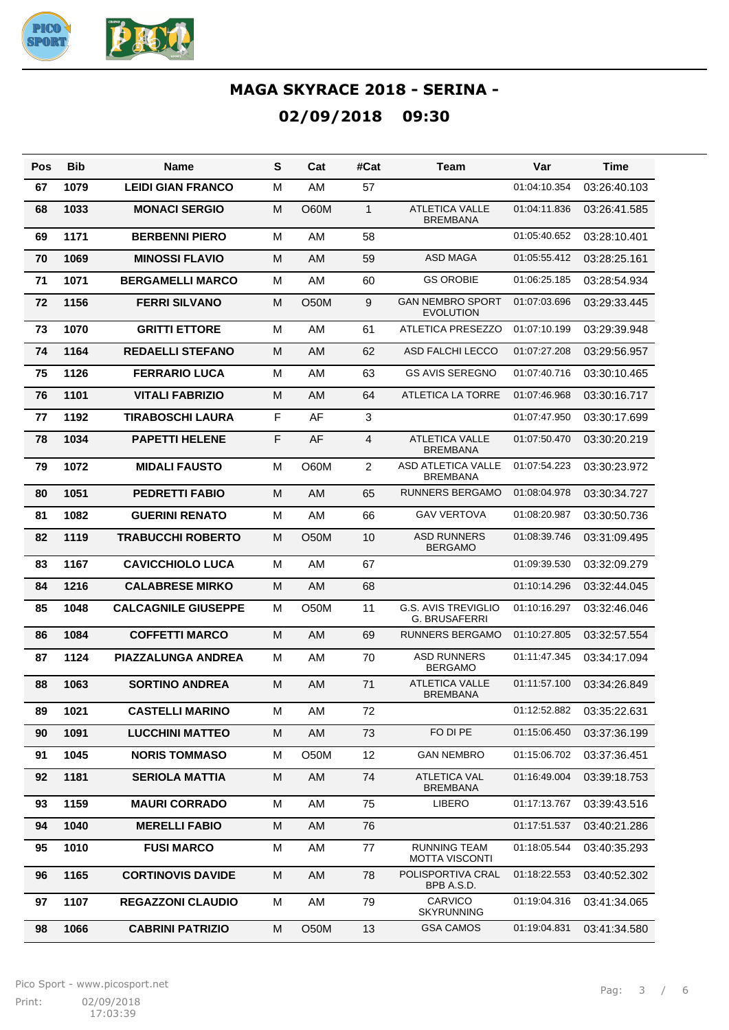# MAGA SKYRACE 2018 - SERINA -

## 02/09/2018 09:30

| Pos | Bib | Name | S | Cat | #Cat | Team | Var | Time |
|---|---|---|---|---|---|---|---|---|
| 67 | 1079 | LEIDI GIAN FRANCO | M | AM | 57 | | 01:04:10.354 | 03:26:40.103 |
| 68 | 1033 | MONACI SERGIO | M | O60M | 1 | ATLETICA VALLE BREMBANA | 01:04:11.836 | 03:26:41.585 |
| 69 | 1171 | BERBENNI PIERO | M | AM | 58 | | 01:05:40.652 | 03:28:10.401 |
| 70 | 1069 | MINOSSI FLAVIO | M | AM | 59 | ASD MAGA | 01:05:55.412 | 03:28:25.161 |
| 71 | 1071 | BERGAMELLI MARCO | M | AM | 60 | GS OROBIE | 01:06:25.185 | 03:28:54.934 |
| 72 | 1156 | FERRI SILVANO | M | O50M | 9 | GAN NEMBRO SPORT EVOLUTION | 01:07:03.696 | 03:29:33.445 |
| 73 | 1070 | GRITTI ETTORE | M | AM | 61 | ATLETICA PRESEZZO | 01:07:10.199 | 03:29:39.948 |
| 74 | 1164 | REDAELLI STEFANO | M | AM | 62 | ASD FALCHI LECCO | 01:07:27.208 | 03:29:56.957 |
| 75 | 1126 | FERRARIO LUCA | M | AM | 63 | GS AVIS SEREGNO | 01:07:40.716 | 03:30:10.465 |
| 76 | 1101 | VITALI FABRIZIO | M | AM | 64 | ATLETICA LA TORRE | 01:07:46.968 | 03:30:16.717 |
| 77 | 1192 | TIRABOSCHI LAURA | F | AF | 3 | | 01:07:47.950 | 03:30:17.699 |
| 78 | 1034 | PAPETTI HELENE | F | AF | 4 | ATLETICA VALLE BREMBANA | 01:07:50.470 | 03:30:20.219 |
| 79 | 1072 | MIDALI FAUSTO | M | O60M | 2 | ASD ATLETICA VALLE BREMBANA | 01:07:54.223 | 03:30:23.972 |
| 80 | 1051 | PEDRETTI FABIO | M | AM | 65 | RUNNERS BERGAMO | 01:08:04.978 | 03:30:34.727 |
| 81 | 1082 | GUERINI RENATO | M | AM | 66 | GAV VERTOVA | 01:08:20.987 | 03:30:50.736 |
| 82 | 1119 | TRABUCCHI ROBERTO | M | O50M | 10 | ASD RUNNERS BERGAMO | 01:08:39.746 | 03:31:09.495 |
| 83 | 1167 | CAVICCHIOLO LUCA | M | AM | 67 | | 01:09:39.530 | 03:32:09.279 |
| 84 | 1216 | CALABRESE MIRKO | M | AM | 68 | | 01:10:14.296 | 03:32:44.045 |
| 85 | 1048 | CALCAGNILE GIUSEPPE | M | O50M | 11 | G.S. AVIS TREVIGLIO G. BRUSAFERRI | 01:10:16.297 | 03:32:46.046 |
| 86 | 1084 | COFFETTI MARCO | M | AM | 69 | RUNNERS BERGAMO | 01:10:27.805 | 03:32:57.554 |
| 87 | 1124 | PIAZZALUNGA ANDREA | M | AM | 70 | ASD RUNNERS BERGAMO | 01:11:47.345 | 03:34:17.094 |
| 88 | 1063 | SORTINO ANDREA | M | AM | 71 | ATLETICA VALLE BREMBANA | 01:11:57.100 | 03:34:26.849 |
| 89 | 1021 | CASTELLI MARINO | M | AM | 72 | | 01:12:52.882 | 03:35:22.631 |
| 90 | 1091 | LUCCHINI MATTEO | M | AM | 73 | FO DI PE | 01:15:06.450 | 03:37:36.199 |
| 91 | 1045 | NORIS TOMMASO | M | O50M | 12 | GAN NEMBRO | 01:15:06.702 | 03:37:36.451 |
| 92 | 1181 | SERIOLA MATTIA | M | AM | 74 | ATLETICA VAL BREMBANA | 01:16:49.004 | 03:39:18.753 |
| 93 | 1159 | MAURI CORRADO | M | AM | 75 | LIBERO | 01:17:13.767 | 03:39:43.516 |
| 94 | 1040 | MERELLI FABIO | M | AM | 76 | | 01:17:51.537 | 03:40:21.286 |
| 95 | 1010 | FUSI MARCO | M | AM | 77 | RUNNING TEAM MOTTA VISCONTI | 01:18:05.544 | 03:40:35.293 |
| 96 | 1165 | CORTINOVIS DAVIDE | M | AM | 78 | POLISPORTIVA CRAL BPB A.S.D. | 01:18:22.553 | 03:40:52.302 |
| 97 | 1107 | REGAZZONI CLAUDIO | M | AM | 79 | CARVICO SKYRUNNING | 01:19:04.316 | 03:41:34.065 |
| 98 | 1066 | CABRINI PATRIZIO | M | O50M | 13 | GSA CAMOS | 01:19:04.831 | 03:41:34.580 |

Pico Sport - www.picosport.net

Print: 02/09/2018 17:03:39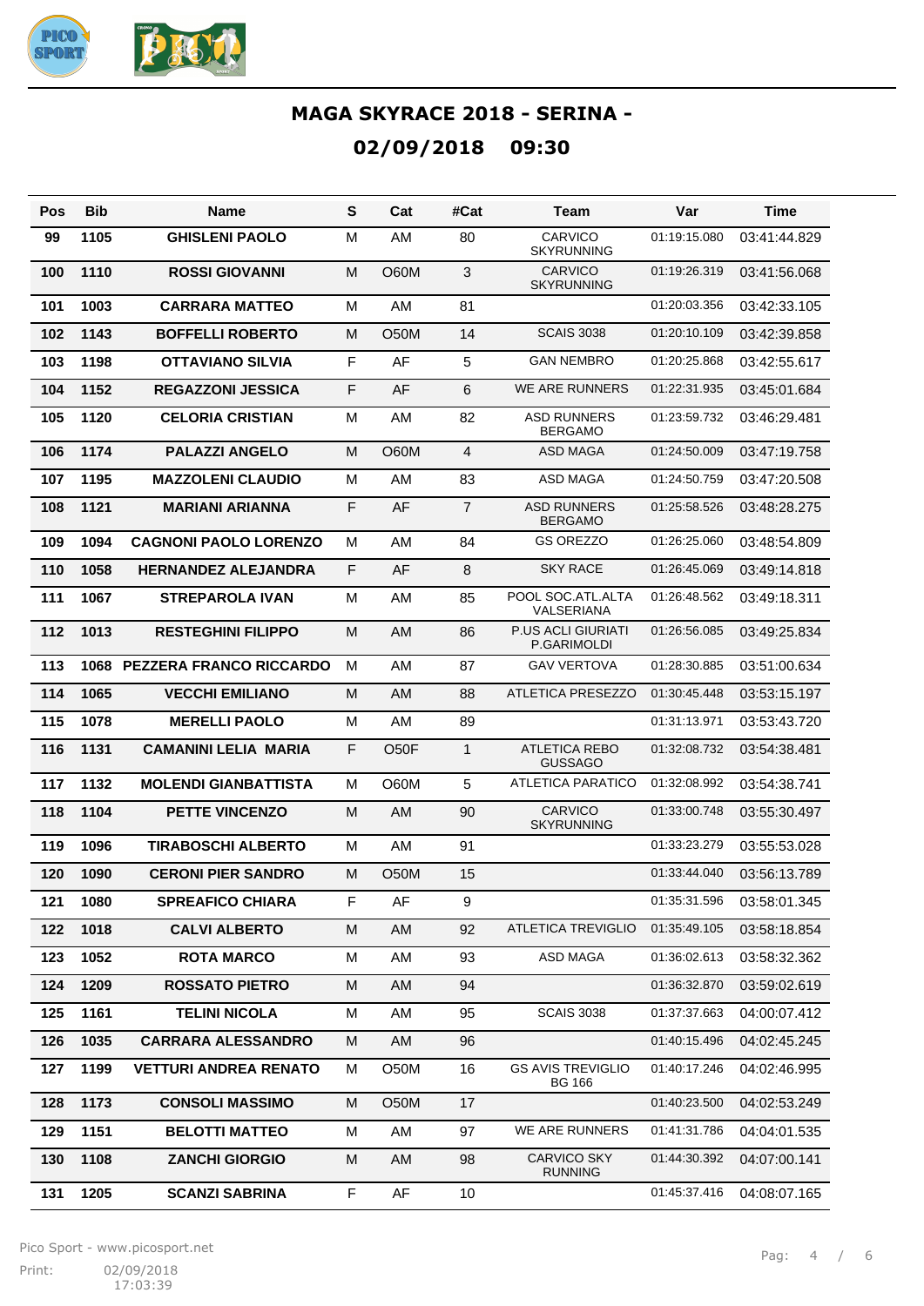# MAGA SKYRACE 2018 - SERINA -

## 02/09/2018 09:30

| Pos | Bib | Name | S | Cat | #Cat | Team | Var | Time |
|---|---|---|---|---|---|---|---|---|
| 99 | 1105 | GHISLENI PAOLO | M | AM | 80 | CARVICO SKYRUNNING | 01:19:15.080 | 03:41:44.829 |
| 100 | 1110 | ROSSI GIOVANNI | M | O60M | 3 | CARVICO SKYRUNNING | 01:19:26.319 | 03:41:56.068 |
| 101 | 1003 | CARRARA MATTEO | M | AM | 81 | | 01:20:03.356 | 03:42:33.105 |
| 102 | 1143 | BOFFELLI ROBERTO | M | O50M | 14 | SCAIS 3038 | 01:20:10.109 | 03:42:39.858 |
| 103 | 1198 | OTTAVIANO SILVIA | F | AF | 5 | GAN NEMBRO | 01:20:25.868 | 03:42:55.617 |
| 104 | 1152 | REGAZZONI JESSICA | F | AF | 6 | WE ARE RUNNERS | 01:22:31.935 | 03:45:01.684 |
| 105 | 1120 | CELORIA CRISTIAN | M | AM | 82 | ASD RUNNERS BERGAMO | 01:23:59.732 | 03:46:29.481 |
| 106 | 1174 | PALAZZI ANGELO | M | O60M | 4 | ASD MAGA | 01:24:50.009 | 03:47:19.758 |
| 107 | 1195 | MAZZOLENI CLAUDIO | M | AM | 83 | ASD MAGA | 01:24:50.759 | 03:47:20.508 |
| 108 | 1121 | MARIANI ARIANNA | F | AF | 7 | ASD RUNNERS BERGAMO | 01:25:58.526 | 03:48:28.275 |
| 109 | 1094 | CAGNONI PAOLO LORENZO | M | AM | 84 | GS OREZZO | 01:26:25.060 | 03:48:54.809 |
| 110 | 1058 | HERNANDEZ ALEJANDRA | F | AF | 8 | SKY RACE | 01:26:45.069 | 03:49:14.818 |
| 111 | 1067 | STREPAROLA IVAN | M | AM | 85 | POOL SOC.ATL.ALTA VALSERIANA | 01:26:48.562 | 03:49:18.311 |
| 112 | 1013 | RESTEGHINI FILIPPO | M | AM | 86 | P.US ACLI GIURIATI P.GARIMOLDI | 01:26:56.085 | 03:49:25.834 |
| 113 | 1068 | PEZZERA FRANCO RICCARDO | M | AM | 87 | GAV VERTOVA | 01:28:30.885 | 03:51:00.634 |
| 114 | 1065 | VECCHI EMILIANO | M | AM | 88 | ATLETICA PRESEZZO | 01:30:45.448 | 03:53:15.197 |
| 115 | 1078 | MERELLI PAOLO | M | AM | 89 | | 01:31:13.971 | 03:53:43.720 |
| 116 | 1131 | CAMANINI LELIA MARIA | F | O50F | 1 | ATLETICA REBO GUSSAGO | 01:32:08.732 | 03:54:38.481 |
| 117 | 1132 | MOLENDI GIANBATTISTA | M | O60M | 5 | ATLETICA PARATICO | 01:32:08.992 | 03:54:38.741 |
| 118 | 1104 | PETTE VINCENZO | M | AM | 90 | CARVICO SKYRUNNING | 01:33:00.748 | 03:55:30.497 |
| 119 | 1096 | TIRABOSCHI ALBERTO | M | AM | 91 | | 01:33:23.279 | 03:55:53.028 |
| 120 | 1090 | CERONI PIER SANDRO | M | O50M | 15 | | 01:33:44.040 | 03:56:13.789 |
| 121 | 1080 | SPREAFICO CHIARA | F | AF | 9 | | 01:35:31.596 | 03:58:01.345 |
| 122 | 1018 | CALVI ALBERTO | M | AM | 92 | ATLETICA TREVIGLIO | 01:35:49.105 | 03:58:18.854 |
| 123 | 1052 | ROTA MARCO | M | AM | 93 | ASD MAGA | 01:36:02.613 | 03:58:32.362 |
| 124 | 1209 | ROSSATO PIETRO | M | AM | 94 | | 01:36:32.870 | 03:59:02.619 |
| 125 | 1161 | TELINI NICOLA | M | AM | 95 | SCAIS 3038 | 01:37:37.663 | 04:00:07.412 |
| 126 | 1035 | CARRARA ALESSANDRO | M | AM | 96 | | 01:40:15.496 | 04:02:45.245 |
| 127 | 1199 | VETTURI ANDREA RENATO | M | O50M | 16 | GS AVIS TREVIGLIO BG 166 | 01:40:17.246 | 04:02:46.995 |
| 128 | 1173 | CONSOLI MASSIMO | M | O50M | 17 | | 01:40:23.500 | 04:02:53.249 |
| 129 | 1151 | BELOTTI MATTEO | M | AM | 97 | WE ARE RUNNERS | 01:41:31.786 | 04:04:01.535 |
| 130 | 1108 | ZANCHI GIORGIO | M | AM | 98 | CARVICO SKY RUNNING | 01:44:30.392 | 04:07:00.141 |
| 131 | 1205 | SCANZI SABRINA | F | AF | 10 | | 01:45:37.416 | 04:08:07.165 |

Pico Sport - www.picosport.net

Print: 02/09/2018 17:03:39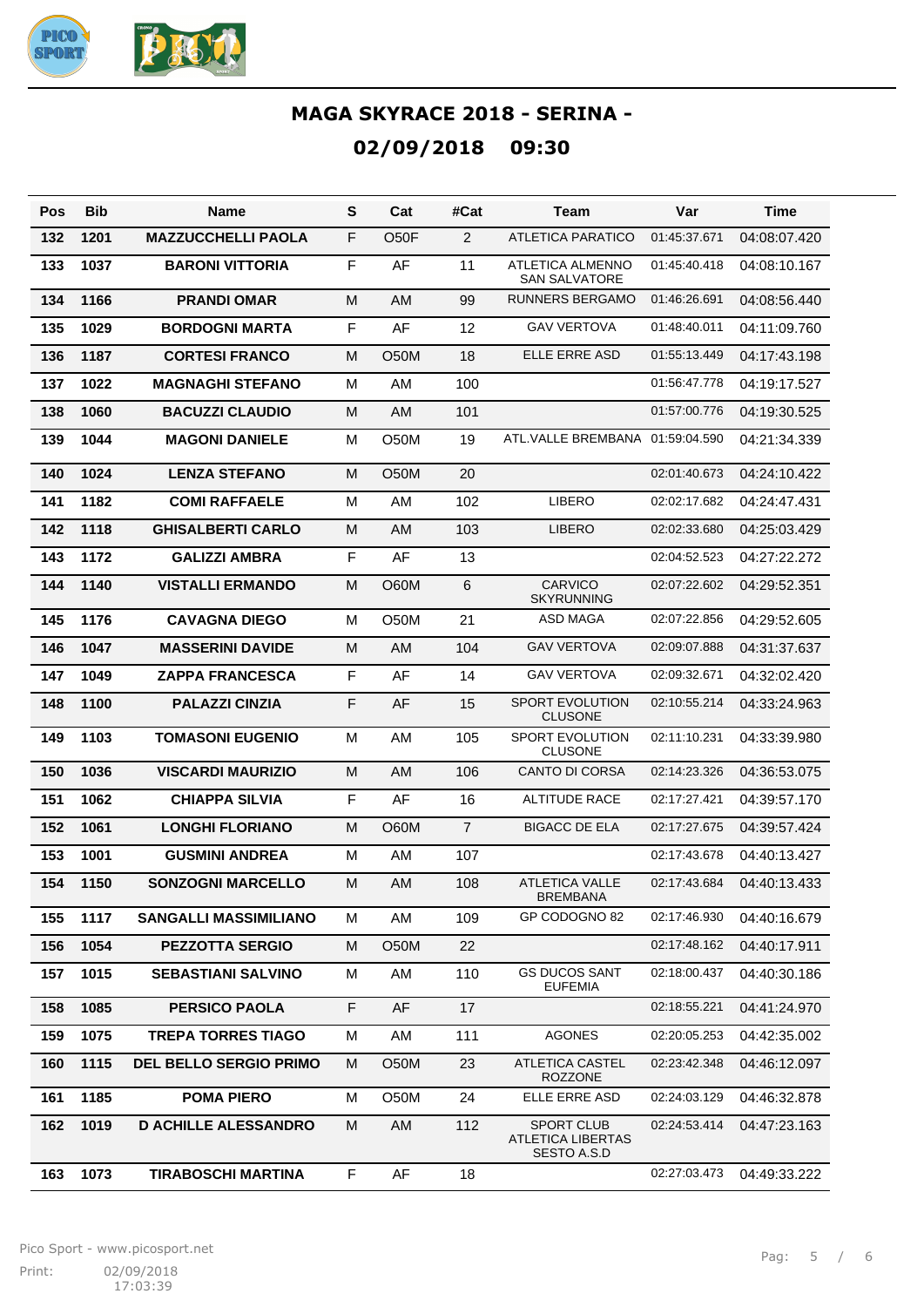# MAGA SKYRACE 2018 - SERINA -

## 02/09/2018 09:30

| Pos | Bib | Name | S | Cat | #Cat | Team | Var | Time |
|---|---|---|---|---|---|---|---|---|
| 132 | 1201 | MAZZUCCHELLI PAOLA | F | O50F | 2 | ATLETICA PARATICO | 01:45:37.671 | 04:08:07.420 |
| 133 | 1037 | BARONI VITTORIA | F | AF | 11 | ATLETICA ALMENNO SAN SALVATORE | 01:45:40.418 | 04:08:10.167 |
| 134 | 1166 | PRANDI OMAR | M | AM | 99 | RUNNERS BERGAMO | 01:46:26.691 | 04:08:56.440 |
| 135 | 1029 | BORDOGNI MARTA | F | AF | 12 | GAV VERTOVA | 01:48:40.011 | 04:11:09.760 |
| 136 | 1187 | CORTESI FRANCO | M | O50M | 18 | ELLE ERRE ASD | 01:55:13.449 | 04:17:43.198 |
| 137 | 1022 | MAGNAGHI STEFANO | M | AM | 100 | | 01:56:47.778 | 04:19:17.527 |
| 138 | 1060 | BACUZZI CLAUDIO | M | AM | 101 | | 01:57:00.776 | 04:19:30.525 |
| 139 | 1044 | MAGONI DANIELE | M | O50M | 19 | ATL.VALLE BREMBANA | 01:59:04.590 | 04:21:34.339 |
| 140 | 1024 | LENZA STEFANO | M | O50M | 20 | | 02:01:40.673 | 04:24:10.422 |
| 141 | 1182 | COMI RAFFAELE | M | AM | 102 | LIBERO | 02:02:17.682 | 04:24:47.431 |
| 142 | 1118 | GHISALBERTI CARLO | M | AM | 103 | LIBERO | 02:02:33.680 | 04:25:03.429 |
| 143 | 1172 | GALIZZI AMBRA | F | AF | 13 | | 02:04:52.523 | 04:27:22.272 |
| 144 | 1140 | VISTALLI ERMANDO | M | O60M | 6 | CARVICO SKYRUNNING | 02:07:22.602 | 04:29:52.351 |
| 145 | 1176 | CAVAGNA DIEGO | M | O50M | 21 | ASD MAGA | 02:07:22.856 | 04:29:52.605 |
| 146 | 1047 | MASSERINI DAVIDE | M | AM | 104 | GAV VERTOVA | 02:09:07.888 | 04:31:37.637 |
| 147 | 1049 | ZAPPA FRANCESCA | F | AF | 14 | GAV VERTOVA | 02:09:32.671 | 04:32:02.420 |
| 148 | 1100 | PALAZZI CINZIA | F | AF | 15 | SPORT EVOLUTION CLUSONE | 02:10:55.214 | 04:33:24.963 |
| 149 | 1103 | TOMASONI EUGENIO | M | AM | 105 | SPORT EVOLUTION CLUSONE | 02:11:10.231 | 04:33:39.980 |
| 150 | 1036 | VISCARDI MAURIZIO | M | AM | 106 | CANTO DI CORSA | 02:14:23.326 | 04:36:53.075 |
| 151 | 1062 | CHIAPPA SILVIA | F | AF | 16 | ALTITUDE RACE | 02:17:27.421 | 04:39:57.170 |
| 152 | 1061 | LONGHI FLORIANO | M | O60M | 7 | BIGACC DE ELA | 02:17:27.675 | 04:39:57.424 |
| 153 | 1001 | GUSMINI ANDREA | M | AM | 107 | | 02:17:43.678 | 04:40:13.427 |
| 154 | 1150 | SONZOGNI MARCELLO | M | AM | 108 | ATLETICA VALLE BREMBANA | 02:17:43.684 | 04:40:13.433 |
| 155 | 1117 | SANGALLI MASSIMILIANO | M | AM | 109 | GP CODOGNO 82 | 02:17:46.930 | 04:40:16.679 |
| 156 | 1054 | PEZZOTTA SERGIO | M | O50M | 22 | | 02:17:48.162 | 04:40:17.911 |
| 157 | 1015 | SEBASTIANI SALVINO | M | AM | 110 | GS DUCOS SANT EUFEMIA | 02:18:00.437 | 04:40:30.186 |
| 158 | 1085 | PERSICO PAOLA | F | AF | 17 | | 02:18:55.221 | 04:41:24.970 |
| 159 | 1075 | TREPA TORRES TIAGO | M | AM | 111 | AGONES | 02:20:05.253 | 04:42:35.002 |
| 160 | 1115 | DEL BELLO SERGIO PRIMO | M | O50M | 23 | ATLETICA CASTEL ROZZONE | 02:23:42.348 | 04:46:12.097 |
| 161 | 1185 | POMA PIERO | M | O50M | 24 | ELLE ERRE ASD | 02:24:03.129 | 04:46:32.878 |
| 162 | 1019 | D ACHILLE ALESSANDRO | M | AM | 112 | SPORT CLUB ATLETICA LIBERTAS SESTO A.S.D | 02:24:53.414 | 04:47:23.163 |
| 163 | 1073 | TIRABOSCHI MARTINA | F | AF | 18 | | 02:27:03.473 | 04:49:33.222 |

Pico Sport - www.picosport.net

Print: 02/09/2018 17:03:39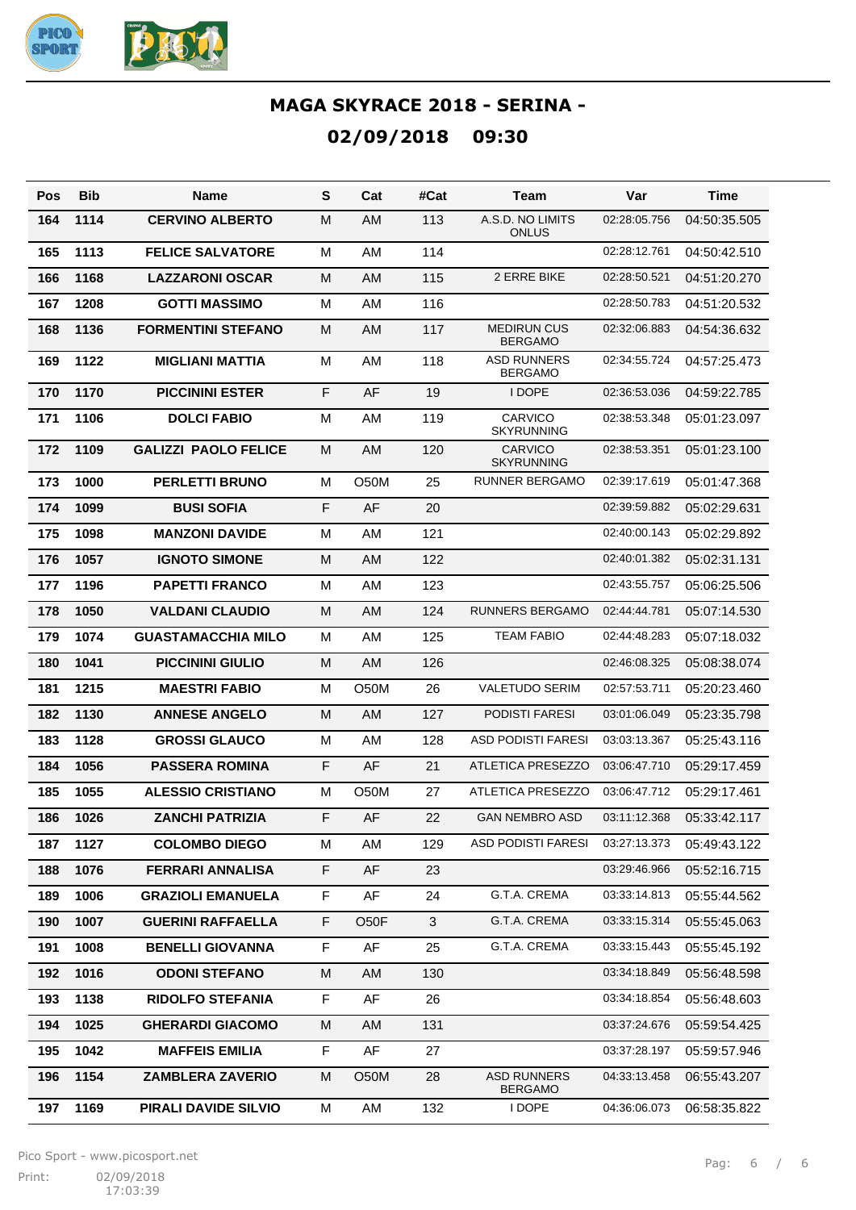# MAGA SKYRACE 2018 - SERINA -

## 02/09/2018 09:30

| Pos | Bib | Name | S | Cat | #Cat | Team | Var | Time |
|---|---|---|---|---|---|---|---|---|
| 164 | 1114 | CERVINO ALBERTO | M | AM | 113 | A.S.D. NO LIMITS ONLUS | 02:28:05.756 | 04:50:35.505 |
| 165 | 1113 | FELICE SALVATORE | M | AM | 114 | | 02:28:12.761 | 04:50:42.510 |
| 166 | 1168 | LAZZARONI OSCAR | M | AM | 115 | 2 ERRE BIKE | 02:28:50.521 | 04:51:20.270 |
| 167 | 1208 | GOTTI MASSIMO | M | AM | 116 | | 02:28:50.783 | 04:51:20.532 |
| 168 | 1136 | FORMENTINI STEFANO | M | AM | 117 | MEDIRUN CUS BERGAMO | 02:32:06.883 | 04:54:36.632 |
| 169 | 1122 | MIGLIANI MATTIA | M | AM | 118 | ASD RUNNERS BERGAMO | 02:34:55.724 | 04:57:25.473 |
| 170 | 1170 | PICCININI ESTER | F | AF | 19 | I DOPE | 02:36:53.036 | 04:59:22.785 |
| 171 | 1106 | DOLCI FABIO | M | AM | 119 | CARVICO SKYRUNNING | 02:38:53.348 | 05:01:23.097 |
| 172 | 1109 | GALIZZI PAOLO FELICE | M | AM | 120 | CARVICO SKYRUNNING | 02:38:53.351 | 05:01:23.100 |
| 173 | 1000 | PERLETTI BRUNO | M | O50M | 25 | RUNNER BERGAMO | 02:39:17.619 | 05:01:47.368 |
| 174 | 1099 | BUSI SOFIA | F | AF | 20 | | 02:39:59.882 | 05:02:29.631 |
| 175 | 1098 | MANZONI DAVIDE | M | AM | 121 | | 02:40:00.143 | 05:02:29.892 |
| 176 | 1057 | IGNOTO SIMONE | M | AM | 122 | | 02:40:01.382 | 05:02:31.131 |
| 177 | 1196 | PAPETTI FRANCO | M | AM | 123 | | 02:43:55.757 | 05:06:25.506 |
| 178 | 1050 | VALDANI CLAUDIO | M | AM | 124 | RUNNERS BERGAMO | 02:44:44.781 | 05:07:14.530 |
| 179 | 1074 | GUASTAMACCHIA MILO | M | AM | 125 | TEAM FABIO | 02:44:48.283 | 05:07:18.032 |
| 180 | 1041 | PICCININI GIULIO | M | AM | 126 | | 02:46:08.325 | 05:08:38.074 |
| 181 | 1215 | MAESTRI FABIO | M | O50M | 26 | VALETUDO SERIM | 02:57:53.711 | 05:20:23.460 |
| 182 | 1130 | ANNESE ANGELO | M | AM | 127 | PODISTI FARESI | 03:01:06.049 | 05:23:35.798 |
| 183 | 1128 | GROSSI GLAUCO | M | AM | 128 | ASD PODISTI FARESI | 03:03:13.367 | 05:25:43.116 |
| 184 | 1056 | PASSERA ROMINA | F | AF | 21 | ATLETICA PRESEZZO | 03:06:47.710 | 05:29:17.459 |
| 185 | 1055 | ALESSIO CRISTIANO | M | O50M | 27 | ATLETICA PRESEZZO | 03:06:47.712 | 05:29:17.461 |
| 186 | 1026 | ZANCHI PATRIZIA | F | AF | 22 | GAN NEMBRO ASD | 03:11:12.368 | 05:33:42.117 |
| 187 | 1127 | COLOMBO DIEGO | M | AM | 129 | ASD PODISTI FARESI | 03:27:13.373 | 05:49:43.122 |
| 188 | 1076 | FERRARI ANNALISA | F | AF | 23 | | 03:29:46.966 | 05:52:16.715 |
| 189 | 1006 | GRAZIOLI EMANUELA | F | AF | 24 | G.T.A. CREMA | 03:33:14.813 | 05:55:44.562 |
| 190 | 1007 | GUERINI RAFFAELLA | F | O50F | 3 | G.T.A. CREMA | 03:33:15.314 | 05:55:45.063 |
| 191 | 1008 | BENELLI GIOVANNA | F | AF | 25 | G.T.A. CREMA | 03:33:15.443 | 05:55:45.192 |
| 192 | 1016 | ODONI STEFANO | M | AM | 130 | | 03:34:18.849 | 05:56:48.598 |
| 193 | 1138 | RIDOLFO STEFANIA | F | AF | 26 | | 03:34:18.854 | 05:56:48.603 |
| 194 | 1025 | GHERARDI GIACOMO | M | AM | 131 | | 03:37:24.676 | 05:59:54.425 |
| 195 | 1042 | MAFFEIS EMILIA | F | AF | 27 | | 03:37:28.197 | 05:59:57.946 |
| 196 | 1154 | ZAMBLERA ZAVERIO | M | O50M | 28 | ASD RUNNERS BERGAMO | 04:33:13.458 | 06:55:43.207 |
| 197 | 1169 | PIRALI DAVIDE SILVIO | M | AM | 132 | I DOPE | 04:36:06.073 | 06:58:35.822 |

Pico Sport - www.picosport.net

Print: 02/09/2018 17:03:39